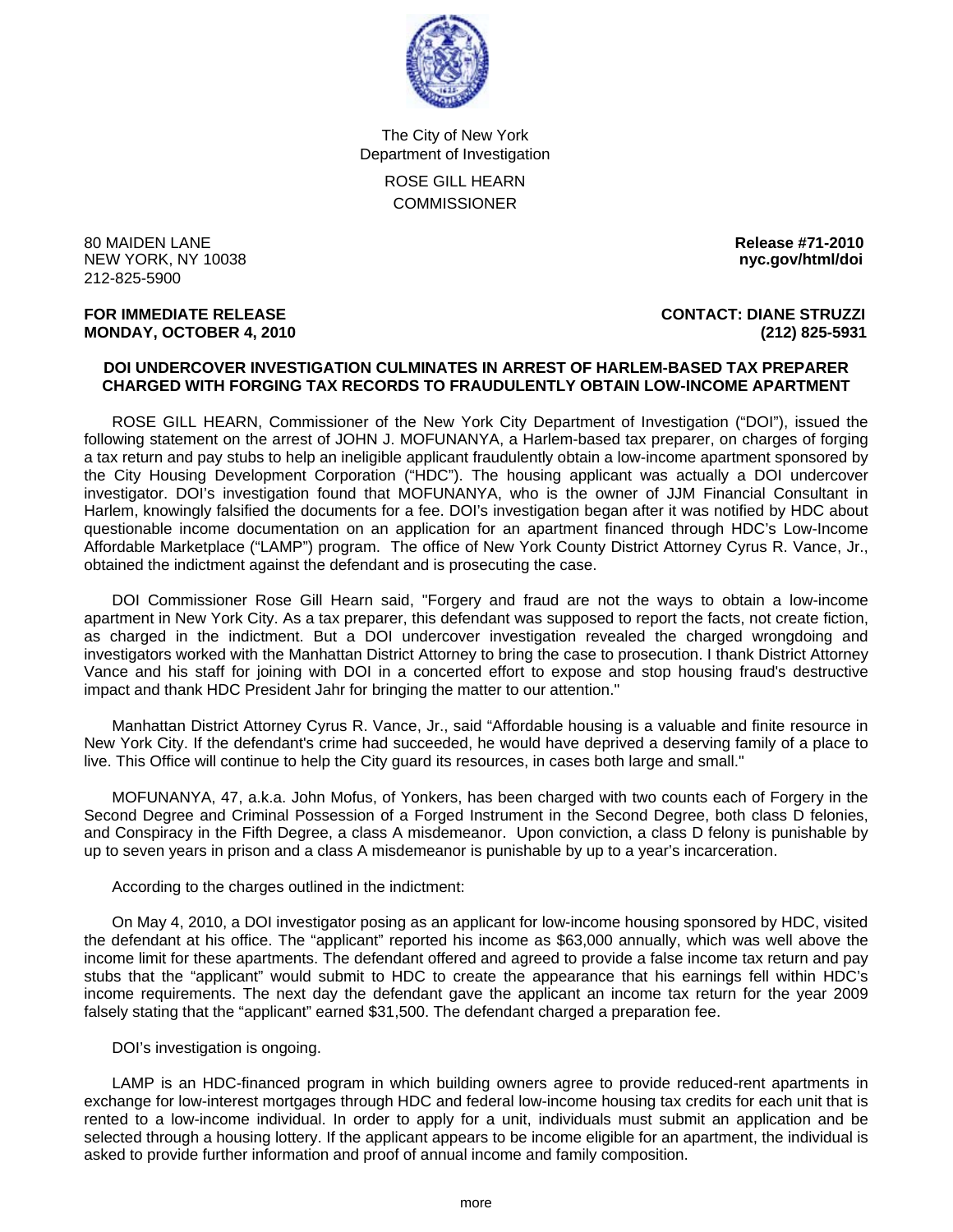The City of New York
Department of Investigation

ROSE GILL HEARN
COMMISSIONER

80 MAIDEN LANE
NEW YORK, NY 10038
212-825-5900

**Release #71-2010**
**nyc.gov/html/doi**

**FOR IMMEDIATE RELEASE**
**MONDAY, OCTOBER 4, 2010**

**CONTACT: DIANE STRUZZI**
**(212) 825-5931**

**DOI UNDERCOVER INVESTIGATION CULMINATES IN ARREST OF HARLEM-BASED TAX PREPARER CHARGED WITH FORGING TAX RECORDS TO FRAUDULENTLY OBTAIN LOW-INCOME APARTMENT**

ROSE GILL HEARN, Commissioner of the New York City Department of Investigation ("DOI"), issued the following statement on the arrest of JOHN J. MOFUNANYA, a Harlem-based tax preparer, on charges of forging a tax return and pay stubs to help an ineligible applicant fraudulently obtain a low-income apartment sponsored by the City Housing Development Corporation ("HDC"). The housing applicant was actually a DOI undercover investigator. DOI's investigation found that MOFUNANYA, who is the owner of JJM Financial Consultant in Harlem, knowingly falsified the documents for a fee. DOI's investigation began after it was notified by HDC about questionable income documentation on an application for an apartment financed through HDC's Low-Income Affordable Marketplace ("LAMP") program. The office of New York County District Attorney Cyrus R. Vance, Jr., obtained the indictment against the defendant and is prosecuting the case.

DOI Commissioner Rose Gill Hearn said, "Forgery and fraud are not the ways to obtain a low-income apartment in New York City. As a tax preparer, this defendant was supposed to report the facts, not create fiction, as charged in the indictment. But a DOI undercover investigation revealed the charged wrongdoing and investigators worked with the Manhattan District Attorney to bring the case to prosecution. I thank District Attorney Vance and his staff for joining with DOI in a concerted effort to expose and stop housing fraud's destructive impact and thank HDC President Jahr for bringing the matter to our attention."

Manhattan District Attorney Cyrus R. Vance, Jr., said "Affordable housing is a valuable and finite resource in New York City. If the defendant's crime had succeeded, he would have deprived a deserving family of a place to live. This Office will continue to help the City guard its resources, in cases both large and small."

MOFUNANYA, 47, a.k.a. John Mofus, of Yonkers, has been charged with two counts each of Forgery in the Second Degree and Criminal Possession of a Forged Instrument in the Second Degree, both class D felonies, and Conspiracy in the Fifth Degree, a class A misdemeanor. Upon conviction, a class D felony is punishable by up to seven years in prison and a class A misdemeanor is punishable by up to a year's incarceration.

According to the charges outlined in the indictment:

On May 4, 2010, a DOI investigator posing as an applicant for low-income housing sponsored by HDC, visited the defendant at his office. The "applicant" reported his income as $63,000 annually, which was well above the income limit for these apartments. The defendant offered and agreed to provide a false income tax return and pay stubs that the "applicant" would submit to HDC to create the appearance that his earnings fell within HDC's income requirements. The next day the defendant gave the applicant an income tax return for the year 2009 falsely stating that the "applicant" earned $31,500. The defendant charged a preparation fee.

DOI's investigation is ongoing.

LAMP is an HDC-financed program in which building owners agree to provide reduced-rent apartments in exchange for low-interest mortgages through HDC and federal low-income housing tax credits for each unit that is rented to a low-income individual. In order to apply for a unit, individuals must submit an application and be selected through a housing lottery. If the applicant appears to be income eligible for an apartment, the individual is asked to provide further information and proof of annual income and family composition.

more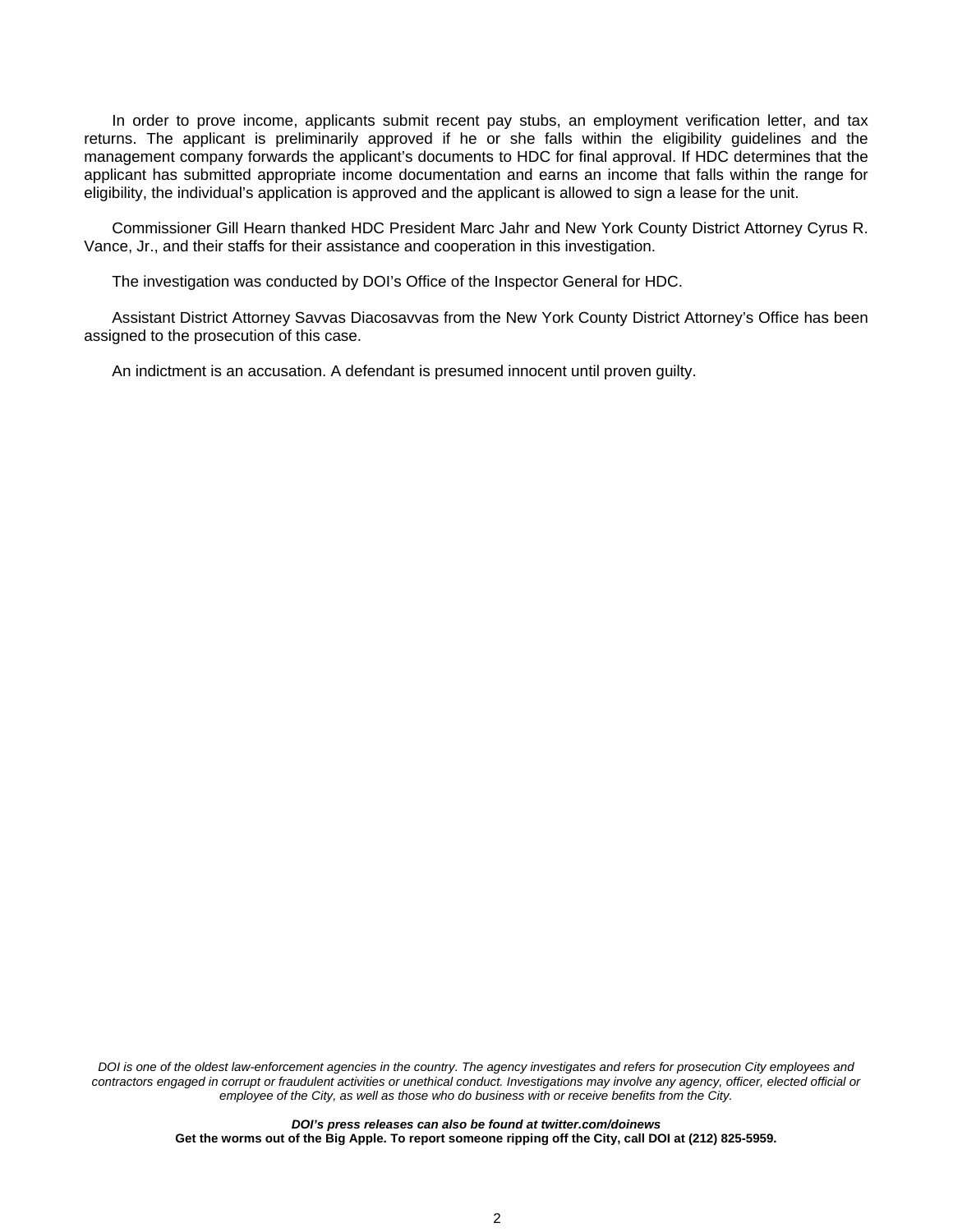In order to prove income, applicants submit recent pay stubs, an employment verification letter, and tax returns. The applicant is preliminarily approved if he or she falls within the eligibility guidelines and the management company forwards the applicant's documents to HDC for final approval. If HDC determines that the applicant has submitted appropriate income documentation and earns an income that falls within the range for eligibility, the individual's application is approved and the applicant is allowed to sign a lease for the unit.

Commissioner Gill Hearn thanked HDC President Marc Jahr and New York County District Attorney Cyrus R. Vance, Jr., and their staffs for their assistance and cooperation in this investigation.

The investigation was conducted by DOI's Office of the Inspector General for HDC.

Assistant District Attorney Savvas Diacosavvas from the New York County District Attorney's Office has been assigned to the prosecution of this case.

An indictment is an accusation. A defendant is presumed innocent until proven guilty.

*DOI is one of the oldest law-enforcement agencies in the country. The agency investigates and refers for prosecution City employees and contractors engaged in corrupt or fraudulent activities or unethical conduct. Investigations may involve any agency, officer, elected official or employee of the City, as well as those who do business with or receive benefits from the City.*

***DOI's press releases can also be found at twitter.com/doinews***
**Get the worms out of the Big Apple. To report someone ripping off the City, call DOI at (212) 825-5959.**